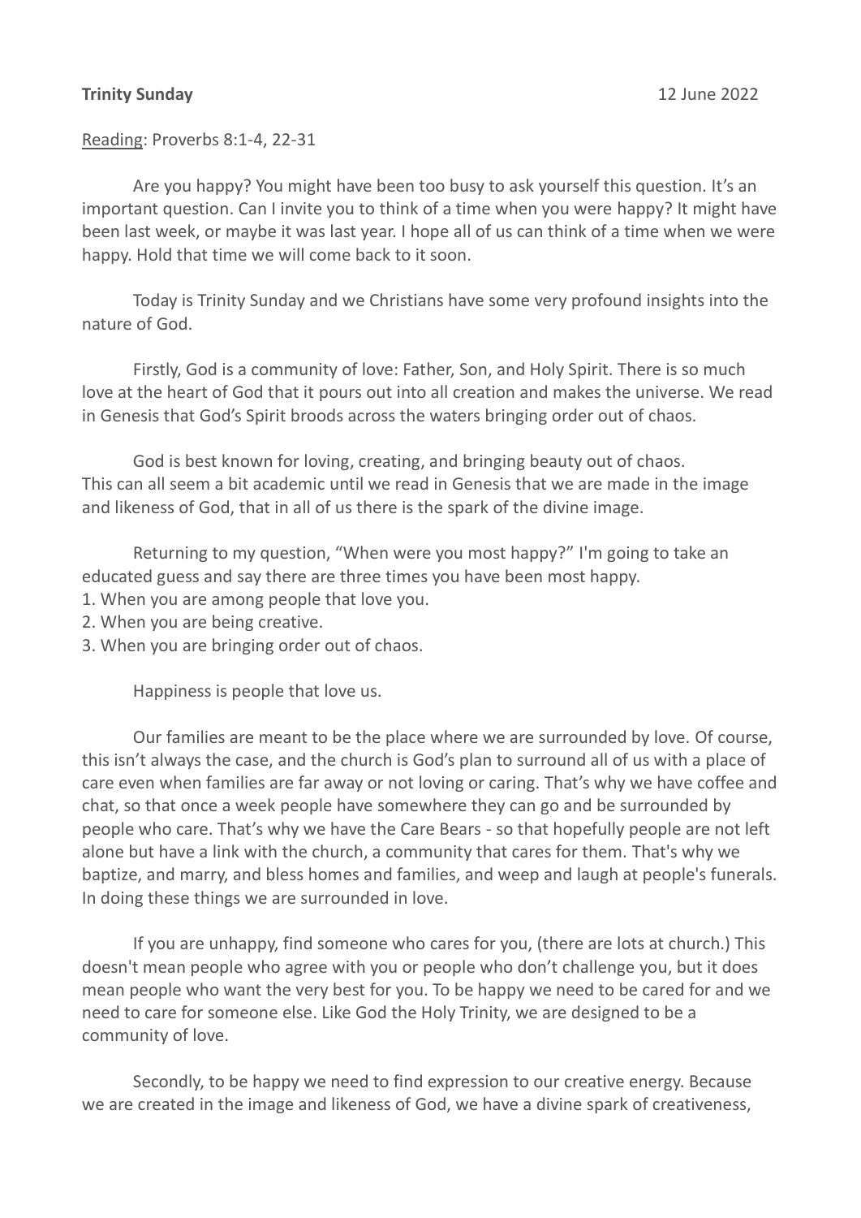**Trinity Sunday** 12 June 2022

Reading: Proverbs 8:1-4, 22-31

Are you happy? You might have been too busy to ask yourself this question. It's an important question. Can I invite you to think of a time when you were happy? It might have been last week, or maybe it was last year. I hope all of us can think of a time when we were happy. Hold that time we will come back to it soon.

Today is Trinity Sunday and we Christians have some very profound insights into the nature of God.

Firstly, God is a community of love: Father, Son, and Holy Spirit. There is so much love at the heart of God that it pours out into all creation and makes the universe. We read in Genesis that God's Spirit broods across the waters bringing order out of chaos.

God is best known for loving, creating, and bringing beauty out of chaos. This can all seem a bit academic until we read in Genesis that we are made in the image and likeness of God, that in all of us there is the spark of the divine image.

Returning to my question, "When were you most happy?" I'm going to take an educated guess and say there are three times you have been most happy.

1. When you are among people that love you.
2. When you are being creative.
3. When you are bringing order out of chaos.

Happiness is people that love us.

Our families are meant to be the place where we are surrounded by love. Of course, this isn't always the case, and the church is God's plan to surround all of us with a place of care even when families are far away or not loving or caring. That's why we have coffee and chat, so that once a week people have somewhere they can go and be surrounded by people who care. That's why we have the Care Bears - so that hopefully people are not left alone but have a link with the church, a community that cares for them. That's why we baptize, and marry, and bless homes and families, and weep and laugh at people's funerals. In doing these things we are surrounded in love.

If you are unhappy, find someone who cares for you, (there are lots at church.) This doesn't mean people who agree with you or people who don't challenge you, but it does mean people who want the very best for you. To be happy we need to be cared for and we need to care for someone else. Like God the Holy Trinity, we are designed to be a community of love.

Secondly, to be happy we need to find expression to our creative energy. Because we are created in the image and likeness of God, we have a divine spark of creativeness,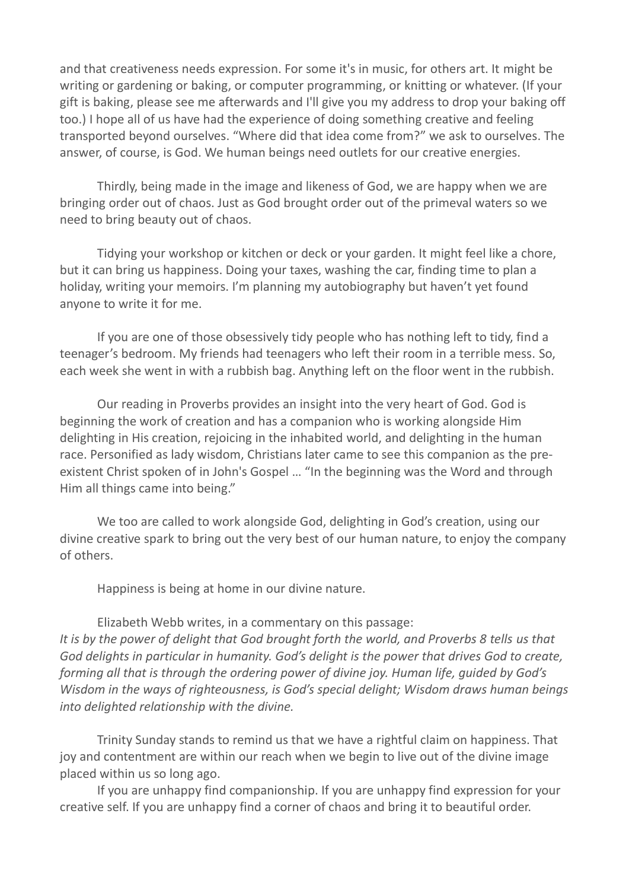and that creativeness needs expression. For some it's in music, for others art. It might be writing or gardening or baking, or computer programming, or knitting or whatever. (If your gift is baking, please see me afterwards and I'll give you my address to drop your baking off too.) I hope all of us have had the experience of doing something creative and feeling transported beyond ourselves. "Where did that idea come from?" we ask to ourselves. The answer, of course, is God. We human beings need outlets for our creative energies.

Thirdly, being made in the image and likeness of God, we are happy when we are bringing order out of chaos. Just as God brought order out of the primeval waters so we need to bring beauty out of chaos.

Tidying your workshop or kitchen or deck or your garden. It might feel like a chore, but it can bring us happiness. Doing your taxes, washing the car, finding time to plan a holiday, writing your memoirs. I'm planning my autobiography but haven't yet found anyone to write it for me.

If you are one of those obsessively tidy people who has nothing left to tidy, find a teenager's bedroom. My friends had teenagers who left their room in a terrible mess. So, each week she went in with a rubbish bag. Anything left on the floor went in the rubbish.

Our reading in Proverbs provides an insight into the very heart of God. God is beginning the work of creation and has a companion who is working alongside Him delighting in His creation, rejoicing in the inhabited world, and delighting in the human race. Personified as lady wisdom, Christians later came to see this companion as the pre-existent Christ spoken of in John's Gospel … "In the beginning was the Word and through Him all things came into being."

We too are called to work alongside God, delighting in God's creation, using our divine creative spark to bring out the very best of our human nature, to enjoy the company of others.

Happiness is being at home in our divine nature.

Elizabeth Webb writes, in a commentary on this passage:
*It is by the power of delight that God brought forth the world, and Proverbs 8 tells us that God delights in particular in humanity. God's delight is the power that drives God to create, forming all that is through the ordering power of divine joy. Human life, guided by God's Wisdom in the ways of righteousness, is God's special delight; Wisdom draws human beings into delighted relationship with the divine.*

Trinity Sunday stands to remind us that we have a rightful claim on happiness. That joy and contentment are within our reach when we begin to live out of the divine image placed within us so long ago.

If you are unhappy find companionship. If you are unhappy find expression for your creative self. If you are unhappy find a corner of chaos and bring it to beautiful order.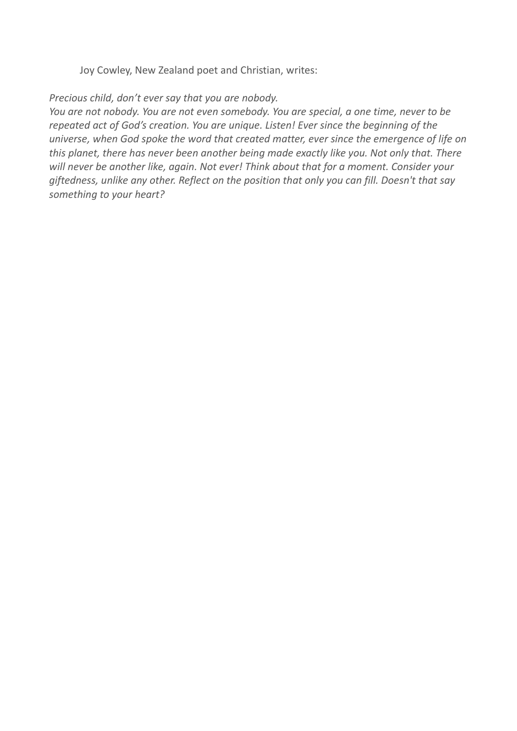Joy Cowley, New Zealand poet and Christian, writes:

*Precious child, don't ever say that you are nobody.*
*You are not nobody. You are not even somebody. You are special, a one time, never to be repeated act of God's creation. You are unique. Listen! Ever since the beginning of the universe, when God spoke the word that created matter, ever since the emergence of life on this planet, there has never been another being made exactly like you. Not only that. There will never be another like, again. Not ever! Think about that for a moment. Consider your giftedness, unlike any other. Reflect on the position that only you can fill. Doesn't that say something to your heart?*